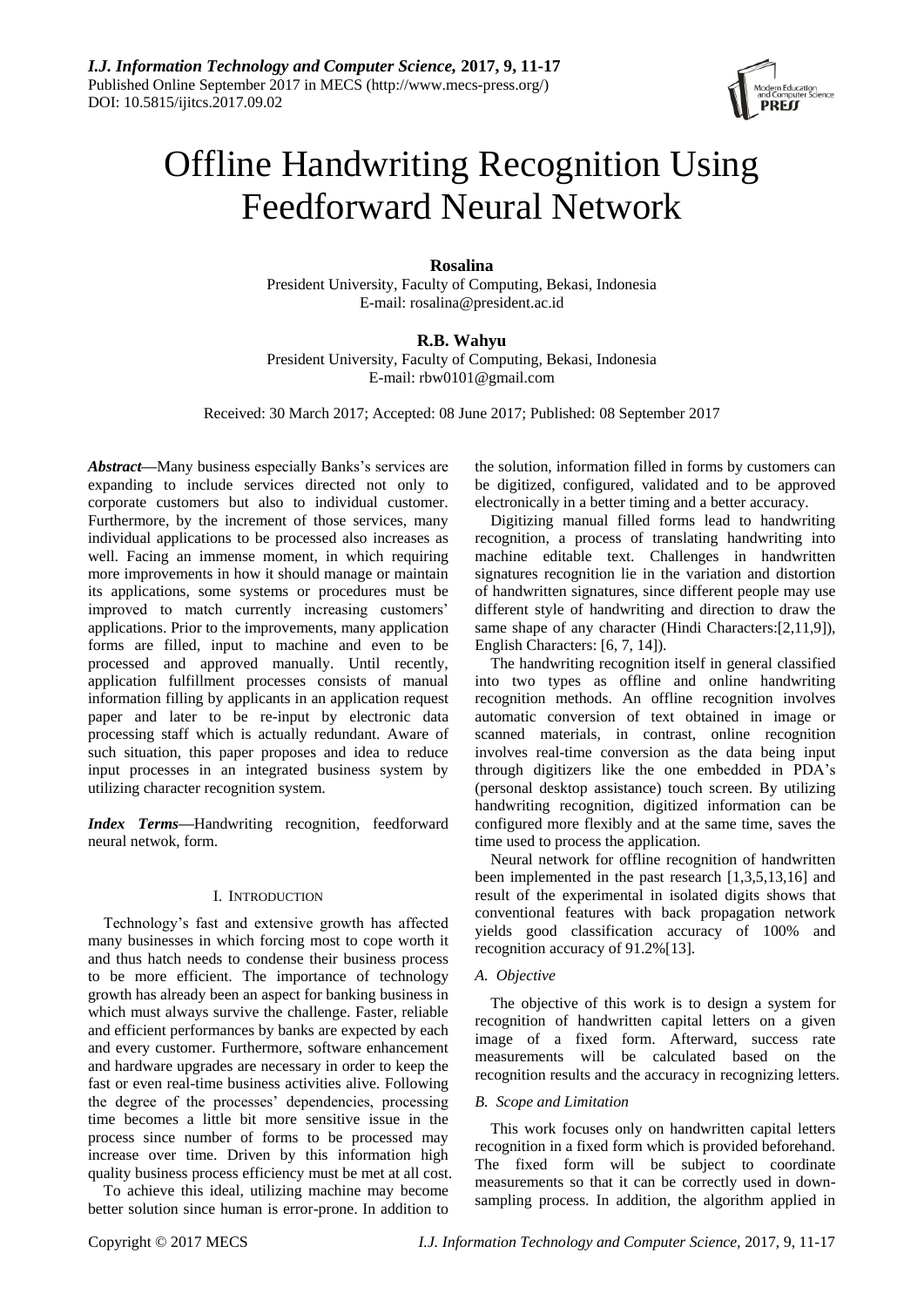# Offline Handwriting Recognition Using Feedforward Neural Network

**Rosalina**

President University, Faculty of Computing, Bekasi, Indonesia
E-mail: rosalina@president.ac.id

**R.B. Wahyu**

President University, Faculty of Computing, Bekasi, Indonesia
E-mail: rbw0101@gmail.com

Received: 30 March 2017; Accepted: 08 June 2017; Published: 08 September 2017

***Abstract*—**Many business especially Banks's services are expanding to include services directed not only to corporate customers but also to individual customer. Furthermore, by the increment of those services, many individual applications to be processed also increases as well. Facing an immense moment, in which requiring more improvements in how it should manage or maintain its applications, some systems or procedures must be improved to match currently increasing customers' applications. Prior to the improvements, many application forms are filled, input to machine and even to be processed and approved manually. Until recently, application fulfillment processes consists of manual information filling by applicants in an application request paper and later to be re-input by electronic data processing staff which is actually redundant. Aware of such situation, this paper proposes and idea to reduce input processes in an integrated business system by utilizing character recognition system.

***Index Terms*—**Handwriting recognition, feedforward neural netwok, form.

## I. Introduction

Technology's fast and extensive growth has affected many businesses in which forcing most to cope worth it and thus hatch needs to condense their business process to be more efficient. The importance of technology growth has already been an aspect for banking business in which must always survive the challenge. Faster, reliable and efficient performances by banks are expected by each and every customer. Furthermore, software enhancement and hardware upgrades are necessary in order to keep the fast or even real-time business activities alive. Following the degree of the processes' dependencies, processing time becomes a little bit more sensitive issue in the process since number of forms to be processed may increase over time. Driven by this information high quality business process efficiency must be met at all cost.

To achieve this ideal, utilizing machine may become better solution since human is error-prone. In addition to the solution, information filled in forms by customers can be digitized, configured, validated and to be approved electronically in a better timing and a better accuracy.

Digitizing manual filled forms lead to handwriting recognition, a process of translating handwriting into machine editable text. Challenges in handwritten signatures recognition lie in the variation and distortion of handwritten signatures, since different people may use different style of handwriting and direction to draw the same shape of any character (Hindi Characters:[2,11,9]), English Characters: [6, 7, 14]).

The handwriting recognition itself in general classified into two types as offline and online handwriting recognition methods. An offline recognition involves automatic conversion of text obtained in image or scanned materials, in contrast, online recognition involves real-time conversion as the data being input through digitizers like the one embedded in PDA's (personal desktop assistance) touch screen. By utilizing handwriting recognition, digitized information can be configured more flexibly and at the same time, saves the time used to process the application.

Neural network for offline recognition of handwritten been implemented in the past research [1,3,5,13,16] and result of the experimental in isolated digits shows that conventional features with back propagation network yields good classification accuracy of 100% and recognition accuracy of 91.2%[13].

### *A. Objective*

The objective of this work is to design a system for recognition of handwritten capital letters on a given image of a fixed form. Afterward, success rate measurements will be calculated based on the recognition results and the accuracy in recognizing letters.

### *B. Scope and Limitation*

This work focuses only on handwritten capital letters recognition in a fixed form which is provided beforehand. The fixed form will be subject to coordinate measurements so that it can be correctly used in down-sampling process. In addition, the algorithm applied in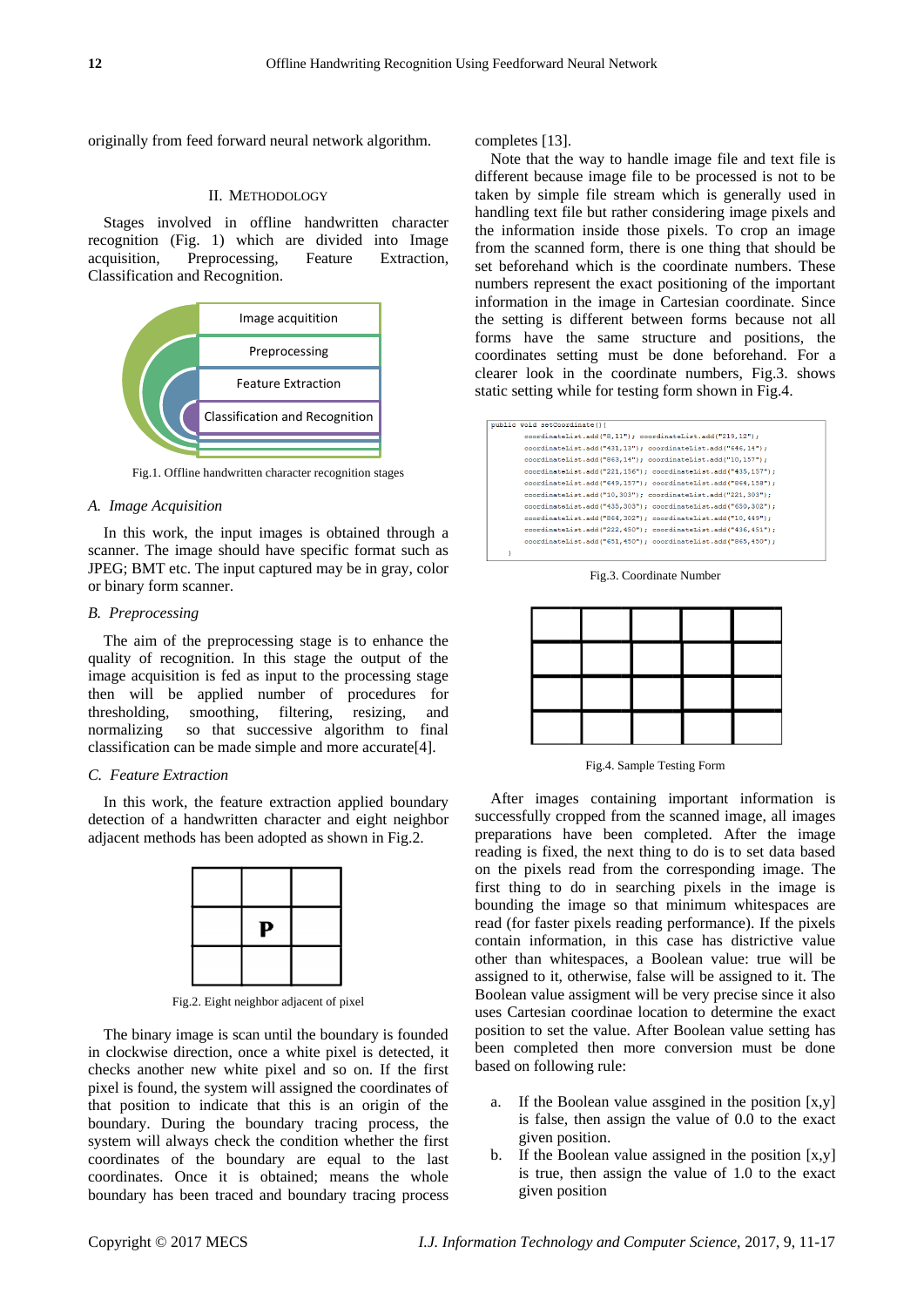originally from feed forward neural network algorithm.

## II. METHODOLOGY

Stages involved in offline handwritten character recognition (Fig. 1) which are divided into Image acquisition, Preprocessing, Feature Extraction, Classification and Recognition.

- Image acquitition
- Preprocessing
- Feature Extraction
- Classification and Recognition

Fig.1. Offline handwritten character recognition stages

### *A. Image Acquisition*

In this work, the input images is obtained through a scanner. The image should have specific format such as JPEG; BMT etc. The input captured may be in gray, color or binary form scanner.

### *B. Preprocessing*

The aim of the preprocessing stage is to enhance the quality of recognition. In this stage the output of the image acquisition is fed as input to the processing stage then will be applied number of procedures for thresholding, smoothing, filtering, resizing, and normalizing so that successive algorithm to final classification can be made simple and more accurate[4].

### *C. Feature Extraction*

In this work, the feature extraction applied boundary detection of a handwritten character and eight neighbor adjacent methods has been adopted as shown in Fig.2.

| | | |
|---|---|---|
| | **P** | |
| | | |

Fig.2. Eight neighbor adjacent of pixel

The binary image is scan until the boundary is founded in clockwise direction, once a white pixel is detected, it checks another new white pixel and so on. If the first pixel is found, the system will assigned the coordinates of that position to indicate that this is an origin of the boundary. During the boundary tracing process, the system will always check the condition whether the first coordinates of the boundary are equal to the last coordinates. Once it is obtained; means the whole boundary has been traced and boundary tracing process completes [13].

Note that the way to handle image file and text file is different because image file to be processed is not to be taken by simple file stream which is generally used in handling text file but rather considering image pixels and the information inside those pixels. To crop an image from the scanned form, there is one thing that should be set beforehand which is the coordinate numbers. These numbers represent the exact positioning of the important information in the image in Cartesian coordinate. Since the setting is different between forms because not all forms have the same structure and positions, the coordinates setting must be done beforehand. For a clearer look in the coordinate numbers, Fig.3. shows static setting while for testing form shown in Fig.4.

```
public void setCoordinate(){
        coordinateList.add("8,11"); coordinateList.add("219,12");
        coordinateList.add("431,13"); coordinateList.add("646,14");
        coordinateList.add("863,14"); coordinateList.add("10,157");
        coordinateList.add("221,156"); coordinateList.add("435,157");
        coordinateList.add("649,157"); coordinateList.add("864,158");
        coordinateList.add("10,303"); coordinateList.add("221,303");
        coordinateList.add("435,303"); coordinateList.add("650,302");
        coordinateList.add("864,302"); coordinateList.add("10,449");
        coordinateList.add("222,450"); coordinateList.add("436,451");
        coordinateList.add("651,450"); coordinateList.add("865,450");
}
```

Fig.3. Coordinate Number

Fig.4. Sample Testing Form

After images containing important information is successfully cropped from the scanned image, all images preparations have been completed. After the image reading is fixed, the next thing to do is to set data based on the pixels read from the corresponding image. The first thing to do in searching pixels in the image is bounding the image so that minimum whitespaces are read (for faster pixels reading performance). If the pixels contain information, in this case has districtive value other than whitespaces, a Boolean value: true will be assigned to it, otherwise, false will be assigned to it. The Boolean value assigment will be very precise since it also uses Cartesian coordinae location to determine the exact position to set the value. After Boolean value setting has been completed then more conversion must be done based on following rule:

a. If the Boolean value assgined in the position [x,y] is false, then assign the value of 0.0 to the exact given position.
b. If the Boolean value assigned in the position [x,y] is true, then assign the value of 1.0 to the exact given position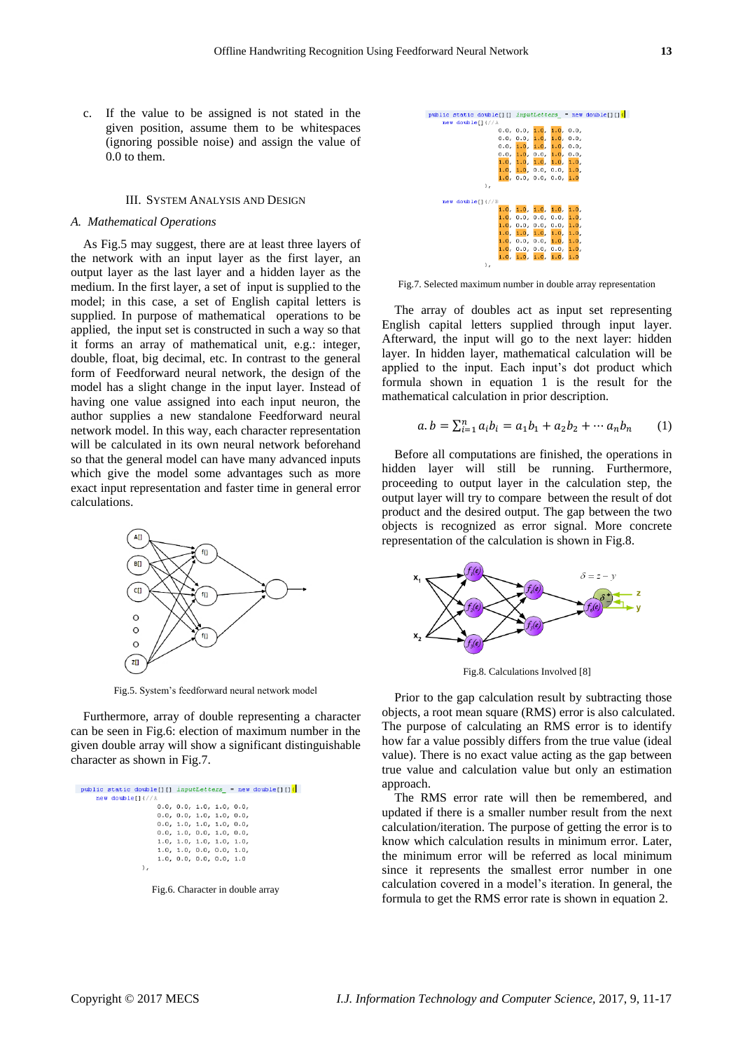c. If the value to be assigned is not stated in the given position, assume them to be whitespaces (ignoring possible noise) and assign the value of 0.0 to them.

## III. System Analysis and Design

### *A. Mathematical Operations*

As Fig.5 may suggest, there are at least three layers of the network with an input layer as the first layer, an output layer as the last layer and a hidden layer as the medium. In the first layer, a set of input is supplied to the model; in this case, a set of English capital letters is supplied. In purpose of mathematical operations to be applied, the input set is constructed in such a way so that it forms an array of mathematical unit, e.g.: integer, double, float, big decimal, etc. In contrast to the general form of Feedforward neural network, the design of the model has a slight change in the input layer. Instead of having one value assigned into each input neuron, the author supplies a new standalone Feedforward neural network model. In this way, each character representation will be calculated in its own neural network beforehand so that the general model can have many advanced inputs which give the model some advantages such as more exact input representation and faster time in general error calculations.

Fig.5. System's feedforward neural network model

Furthermore, array of double representing a character can be seen in Fig.6: election of maximum number in the given double array will show a significant distinguishable character as shown in Fig.7.

```
public static double[][] inputLetters_ = new double[][]{
    new double[]{//A
            0.0, 0.0, 1.0, 1.0, 0.0,
            0.0, 0.0, 1.0, 1.0, 0.0,
            0.0, 1.0, 1.0, 1.0, 0.0,
            0.0, 1.0, 0.0, 1.0, 0.0,
            1.0, 1.0, 1.0, 1.0, 1.0,
            1.0, 1.0, 0.0, 0.0, 1.0,
            1.0, 0.0, 0.0, 0.0, 1.0
    },
```

Fig.6. Character in double array

```
public static double[][] inputLetters_ = new double[][]{
    new double[]{//A
            0.0, 0.0, 1.0, 1.0, 0.0,
            0.0, 0.0, 1.0, 1.0, 0.0,
            0.0, 1.0, 1.0, 1.0, 0.0,
            0.0, 1.0, 0.0, 1.0, 0.0,
            1.0, 1.0, 1.0, 1.0, 1.0,
            1.0, 1.0, 0.0, 0.0, 1.0,
            1.0, 0.0, 0.0, 0.0, 1.0
    },

    new double[]{//B
            1.0, 1.0, 1.0, 1.0, 1.0,
            1.0, 0.0, 0.0, 0.0, 1.0,
            1.0, 0.0, 0.0, 0.0, 1.0,
            1.0, 1.0, 1.0, 1.0, 1.0,
            1.0, 0.0, 0.0, 1.0, 1.0,
            1.0, 0.0, 0.0, 0.0, 1.0,
            1.0, 1.0, 1.0, 1.0, 1.0
    },
```

Fig.7. Selected maximum number in double array representation

The array of doubles act as input set representing English capital letters supplied through input layer. Afterward, the input will go to the next layer: hidden layer. In hidden layer, mathematical calculation will be applied to the input. Each input's dot product which formula shown in equation 1 is the result for the mathematical calculation in prior description.

$$a.b = \sum_{i=1}^{n} a_i b_i = a_1 b_1 + a_2 b_2 + \cdots a_n b_n \qquad (1)$$

Before all computations are finished, the operations in hidden layer will still be running. Furthermore, proceeding to output layer in the calculation step, the output layer will try to compare between the result of dot product and the desired output. The gap between the two objects is recognized as error signal. More concrete representation of the calculation is shown in Fig.8.

Fig.8. Calculations Involved [8]

Prior to the gap calculation result by subtracting those objects, a root mean square (RMS) error is also calculated. The purpose of calculating an RMS error is to identify how far a value possibly differs from the true value (ideal value). There is no exact value acting as the gap between true value and calculation value but only an estimation approach.

The RMS error rate will then be remembered, and updated if there is a smaller number result from the next calculation/iteration. The purpose of getting the error is to know which calculation results in minimum error. Later, the minimum error will be referred as local minimum since it represents the smallest error number in one calculation covered in a model's iteration. In general, the formula to get the RMS error rate is shown in equation 2.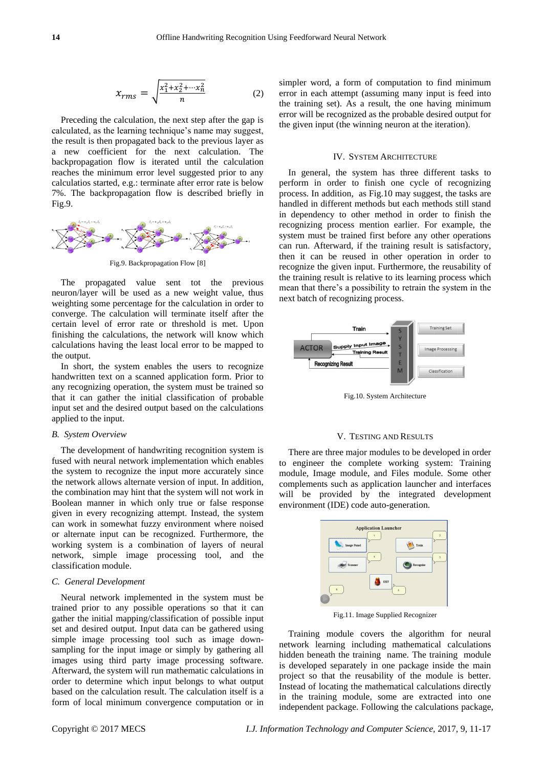$$x_{rms} = \sqrt{\frac{x_1^2+x_2^2+\cdots x_n^2}{n}} \qquad (2)$$

Preceding the calculation, the next step after the gap is calculated, as the learning technique's name may suggest, the result is then propagated back to the previous layer as a new coefficient for the next calculation. The backpropagation flow is iterated until the calculation reaches the minimum error level suggested prior to any calculatios started, e.g.: terminate after error rate is below 7%. The backpropagation flow is described briefly in Fig.9.

Fig.9. Backpropagation Flow [8]

The propagated value sent tot the previous neuron/layer will be used as a new weight value, thus weighting some percentage for the calculation in order to converge. The calculation will terminate itself after the certain level of error rate or threshold is met. Upon finishing the calculations, the network will know which calculations having the least local error to be mapped to the output.

In short, the system enables the users to recognize handwritten text on a scanned application form. Prior to any recognizing operation, the system must be trained so that it can gather the initial classification of probable input set and the desired output based on the calculations applied to the input.

### *B. System Overview*

The development of handwriting recognition system is fused with neural network implementation which enables the system to recognize the input more accurately since the network allows alternate version of input. In addition, the combination may hint that the system will not work in Boolean manner in which only true or false response given in every recognizing attempt. Instead, the system can work in somewhat fuzzy environment where noised or alternate input can be recognized. Furthermore, the working system is a combination of layers of neural network, simple image processing tool, and the classification module.

### *C. General Development*

Neural network implemented in the system must be trained prior to any possible operations so that it can gather the initial mapping/classification of possible input set and desired output. Input data can be gathered using simple image processing tool such as image down-sampling for the input image or simply by gathering all images using third party image processing software. Afterward, the system will run mathematic calculations in order to determine which input belongs to what output based on the calculation result. The calculation itself is a form of local minimum convergence computation or in simpler word, a form of computation to find minimum error in each attempt (assuming many input is feed into the training set). As a result, the one having minimum error will be recognized as the probable desired output for the given input (the winning neuron at the iteration).

## IV. System Architecture

In general, the system has three different tasks to perform in order to finish one cycle of recognizing process. In addition, as Fig.10 may suggest, the tasks are handled in different methods but each methods still stand in dependency to other method in order to finish the recognizing process mention earlier. For example, the system must be trained first before any other operations can run. Afterward, if the training result is satisfactory, then it can be reused in other operation in order to recognize the given input. Furthermore, the reusability of the training result is relative to its learning process which mean that there's a possibility to retrain the system in the next batch of recognizing process.

Fig.10. System Architecture

## V. Testing and Results

There are three major modules to be developed in order to engineer the complete working system: Training module, Image module, and Files module. Some other complements such as application launcher and interfaces will be provided by the integrated development environment (IDE) code auto-generation.

Fig.11. Image Supplied Recognizer

Training module covers the algorithm for neural network learning including mathematical calculations hidden beneath the training name. The training module is developed separately in one package inside the main project so that the reusability of the module is better. Instead of locating the mathematical calculations directly in the training module, some are extracted into one independent package. Following the calculations package,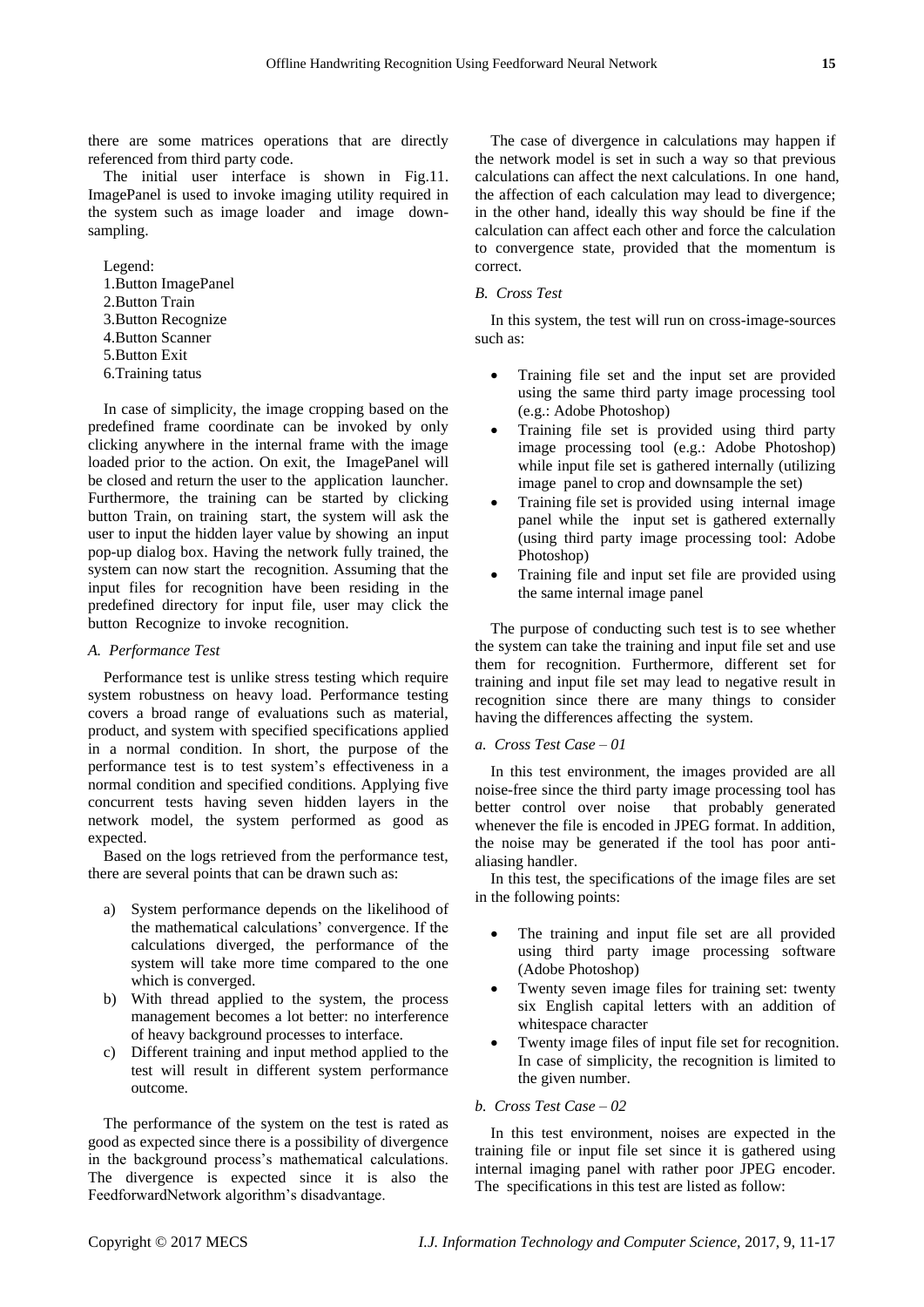there are some matrices operations that are directly referenced from third party code.

The initial user interface is shown in Fig.11. ImagePanel is used to invoke imaging utility required in the system such as image loader and image downsampling.

Legend:
1.Button ImagePanel
2.Button Train
3.Button Recognize
4.Button Scanner
5.Button Exit
6.Training tatus

In case of simplicity, the image cropping based on the predefined frame coordinate can be invoked by only clicking anywhere in the internal frame with the image loaded prior to the action. On exit, the ImagePanel will be closed and return the user to the application launcher. Furthermore, the training can be started by clicking button Train, on training start, the system will ask the user to input the hidden layer value by showing an input pop-up dialog box. Having the network fully trained, the system can now start the recognition. Assuming that the input files for recognition have been residing in the predefined directory for input file, user may click the button Recognize to invoke recognition.

### *A. Performance Test*

Performance test is unlike stress testing which require system robustness on heavy load. Performance testing covers a broad range of evaluations such as material, product, and system with specified specifications applied in a normal condition. In short, the purpose of the performance test is to test system's effectiveness in a normal condition and specified conditions. Applying five concurrent tests having seven hidden layers in the network model, the system performed as good as expected.

Based on the logs retrieved from the performance test, there are several points that can be drawn such as:

a) System performance depends on the likelihood of the mathematical calculations' convergence. If the calculations diverged, the performance of the system will take more time compared to the one which is converged.
b) With thread applied to the system, the process management becomes a lot better: no interference of heavy background processes to interface.
c) Different training and input method applied to the test will result in different system performance outcome.

The performance of the system on the test is rated as good as expected since there is a possibility of divergence in the background process's mathematical calculations. The divergence is expected since it is also the FeedforwardNetwork algorithm's disadvantage.

The case of divergence in calculations may happen if the network model is set in such a way so that previous calculations can affect the next calculations. In one hand, the affection of each calculation may lead to divergence; in the other hand, ideally this way should be fine if the calculation can affect each other and force the calculation to convergence state, provided that the momentum is correct.

### *B. Cross Test*

In this system, the test will run on cross-image-sources such as:

- Training file set and the input set are provided using the same third party image processing tool (e.g.: Adobe Photoshop)
- Training file set is provided using third party image processing tool (e.g.: Adobe Photoshop) while input file set is gathered internally (utilizing image panel to crop and downsample the set)
- Training file set is provided using internal image panel while the input set is gathered externally (using third party image processing tool: Adobe Photoshop)
- Training file and input set file are provided using the same internal image panel

The purpose of conducting such test is to see whether the system can take the training and input file set and use them for recognition. Furthermore, different set for training and input file set may lead to negative result in recognition since there are many things to consider having the differences affecting the system.

#### *a. Cross Test Case – 01*

In this test environment, the images provided are all noise-free since the third party image processing tool has better control over noise that probably generated whenever the file is encoded in JPEG format. In addition, the noise may be generated if the tool has poor anti-aliasing handler.

In this test, the specifications of the image files are set in the following points:

- The training and input file set are all provided using third party image processing software (Adobe Photoshop)
- Twenty seven image files for training set: twenty six English capital letters with an addition of whitespace character
- Twenty image files of input file set for recognition. In case of simplicity, the recognition is limited to the given number.

#### *b. Cross Test Case – 02*

In this test environment, noises are expected in the training file or input file set since it is gathered using internal imaging panel with rather poor JPEG encoder. The specifications in this test are listed as follow: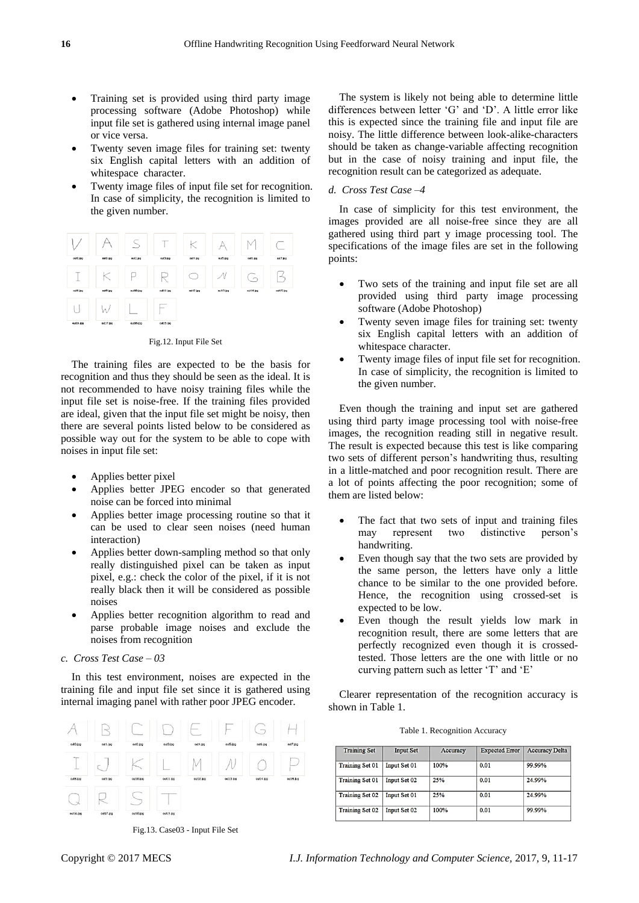- Training set is provided using third party image processing software (Adobe Photoshop) while input file set is gathered using internal image panel or vice versa.
- Twenty seven image files for training set: twenty six English capital letters with an addition of whitespace character.
- Twenty image files of input file set for recognition. In case of simplicity, the recognition is limited to the given number.

Fig.12. Input File Set

The training files are expected to be the basis for recognition and thus they should be seen as the ideal. It is not recommended to have noisy training files while the input file set is noise-free. If the training files provided are ideal, given that the input file set might be noisy, then there are several points listed below to be considered as possible way out for the system to be able to cope with noises in input file set:

- Applies better pixel
- Applies better JPEG encoder so that generated noise can be forced into minimal
- Applies better image processing routine so that it can be used to clear seen noises (need human interaction)
- Applies better down-sampling method so that only really distinguished pixel can be taken as input pixel, e.g.: check the color of the pixel, if it is not really black then it will be considered as possible noises
- Applies better recognition algorithm to read and parse probable image noises and exclude the noises from recognition

*c. Cross Test Case – 03*

In this test environment, noises are expected in the training file and input file set since it is gathered using internal imaging panel with rather poor JPEG encoder.

Fig.13. Case03 - Input File Set

The system is likely not being able to determine little differences between letter 'G' and 'D'. A little error like this is expected since the training file and input file are noisy. The little difference between look-alike-characters should be taken as change-variable affecting recognition but in the case of noisy training and input file, the recognition result can be categorized as adequate.

*d. Cross Test Case –4*

In case of simplicity for this test environment, the images provided are all noise-free since they are all gathered using third part y image processing tool. The specifications of the image files are set in the following points:

- Two sets of the training and input file set are all provided using third party image processing software (Adobe Photoshop)
- Twenty seven image files for training set: twenty six English capital letters with an addition of whitespace character.
- Twenty image files of input file set for recognition. In case of simplicity, the recognition is limited to the given number.

Even though the training and input set are gathered using third party image processing tool with noise-free images, the recognition reading still in negative result. The result is expected because this test is like comparing two sets of different person's handwriting thus, resulting in a little-matched and poor recognition result. There are a lot of points affecting the poor recognition; some of them are listed below:

- The fact that two sets of input and training files may represent two distinctive person's handwriting.
- Even though say that the two sets are provided by the same person, the letters have only a little chance to be similar to the one provided before. Hence, the recognition using crossed-set is expected to be low.
- Even though the result yields low mark in recognition result, there are some letters that are perfectly recognized even though it is crossed-tested. Those letters are the one with little or no curving pattern such as letter 'T' and 'E'

Clearer representation of the recognition accuracy is shown in Table 1.

Table 1. Recognition Accuracy

| Training Set | Input Set | Accuracy | Expected Error | Accuracy Delta |
|---|---|---|---|---|
| Training Set 01 | Input Set 01 | 100% | 0.01 | 99.99% |
| Training Set 01 | Input Set 02 | 25% | 0.01 | 24.99% |
| Training Set 02 | Input Set 01 | 25% | 0.01 | 24.99% |
| Training Set 02 | Input Set 02 | 100% | 0.01 | 99.99% |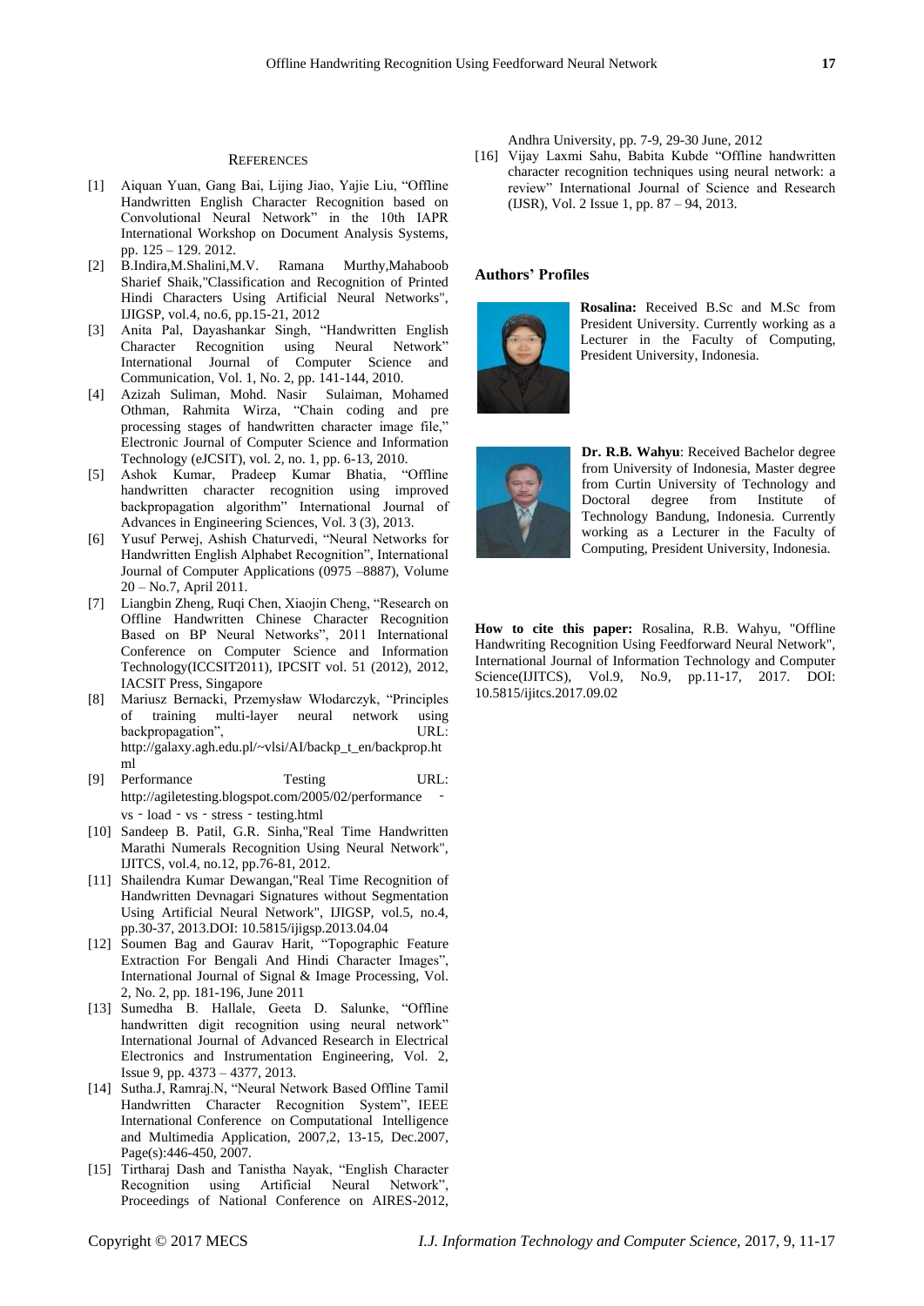## REFERENCES

[1] Aiquan Yuan, Gang Bai, Lijing Jiao, Yajie Liu, "Offline Handwritten English Character Recognition based on Convolutional Neural Network" in the 10th IAPR International Workshop on Document Analysis Systems, pp. 125 – 129. 2012.

[2] B.Indira,M.Shalini,M.V. Ramana Murthy,Mahaboob Sharief Shaik,"Classification and Recognition of Printed Hindi Characters Using Artificial Neural Networks", IJIGSP, vol.4, no.6, pp.15-21, 2012

[3] Anita Pal, Dayashankar Singh, "Handwritten English Character Recognition using Neural Network" International Journal of Computer Science and Communication, Vol. 1, No. 2, pp. 141-144, 2010.

[4] Azizah Suliman, Mohd. Nasir Sulaiman, Mohamed Othman, Rahmita Wirza, "Chain coding and pre processing stages of handwritten character image file," Electronic Journal of Computer Science and Information Technology (eJCSIT), vol. 2, no. 1, pp. 6-13, 2010.

[5] Ashok Kumar, Pradeep Kumar Bhatia, "Offline handwritten character recognition using improved backpropagation algorithm" International Journal of Advances in Engineering Sciences, Vol. 3 (3), 2013.

[6] Yusuf Perwej, Ashish Chaturvedi, "Neural Networks for Handwritten English Alphabet Recognition", International Journal of Computer Applications (0975 –8887), Volume 20 – No.7, April 2011.

[7] Liangbin Zheng, Ruqi Chen, Xiaojin Cheng, "Research on Offline Handwritten Chinese Character Recognition Based on BP Neural Networks", 2011 International Conference on Computer Science and Information Technology(ICCSIT2011), IPCSIT vol. 51 (2012), 2012, IACSIT Press, Singapore

[8] Mariusz Bernacki, Przemysław Włodarczyk, "Principles of training multi-layer neural network using backpropagation", URL: http://galaxy.agh.edu.pl/~vlsi/AI/backp_t_en/backprop.html

[9] Performance Testing URL: http://agiletesting.blogspot.com/2005/02/performance - vs - load - vs - stress - testing.html

[10] Sandeep B. Patil, G.R. Sinha,"Real Time Handwritten Marathi Numerals Recognition Using Neural Network", IJITCS, vol.4, no.12, pp.76-81, 2012.

[11] Shailendra Kumar Dewangan,"Real Time Recognition of Handwritten Devnagari Signatures without Segmentation Using Artificial Neural Network", IJIGSP, vol.5, no.4, pp.30-37, 2013.DOI: 10.5815/ijigsp.2013.04.04

[12] Soumen Bag and Gaurav Harit, "Topographic Feature Extraction For Bengali And Hindi Character Images", International Journal of Signal & Image Processing, Vol. 2, No. 2, pp. 181-196, June 2011

[13] Sumedha B. Hallale, Geeta D. Salunke, "Offline handwritten digit recognition using neural network" International Journal of Advanced Research in Electrical Electronics and Instrumentation Engineering, Vol. 2, Issue 9, pp. 4373 – 4377, 2013.

[14] Sutha.J, Ramraj.N, "Neural Network Based Offline Tamil Handwritten Character Recognition System", IEEE International Conference on Computational Intelligence and Multimedia Application, 2007,2, 13-15, Dec.2007, Page(s):446-450, 2007.

[15] Tirtharaj Dash and Tanistha Nayak, "English Character Recognition using Artificial Neural Network", Proceedings of National Conference on AIRES-2012, Andhra University, pp. 7-9, 29-30 June, 2012

[16] Vijay Laxmi Sahu, Babita Kubde "Offline handwritten character recognition techniques using neural network: a review" International Journal of Science and Research (IJSR), Vol. 2 Issue 1, pp. 87 – 94, 2013.

## Authors' Profiles

**Rosalina:** Received B.Sc and M.Sc from President University. Currently working as a Lecturer in the Faculty of Computing, President University, Indonesia.

**Dr. R.B. Wahyu**: Received Bachelor degree from University of Indonesia, Master degree from Curtin University of Technology and Doctoral degree from Institute of Technology Bandung, Indonesia. Currently working as a Lecturer in the Faculty of Computing, President University, Indonesia.

**How to cite this paper:** Rosalina, R.B. Wahyu, "Offline Handwriting Recognition Using Feedforward Neural Network", International Journal of Information Technology and Computer Science(IJITCS), Vol.9, No.9, pp.11-17, 2017. DOI: 10.5815/ijitcs.2017.09.02